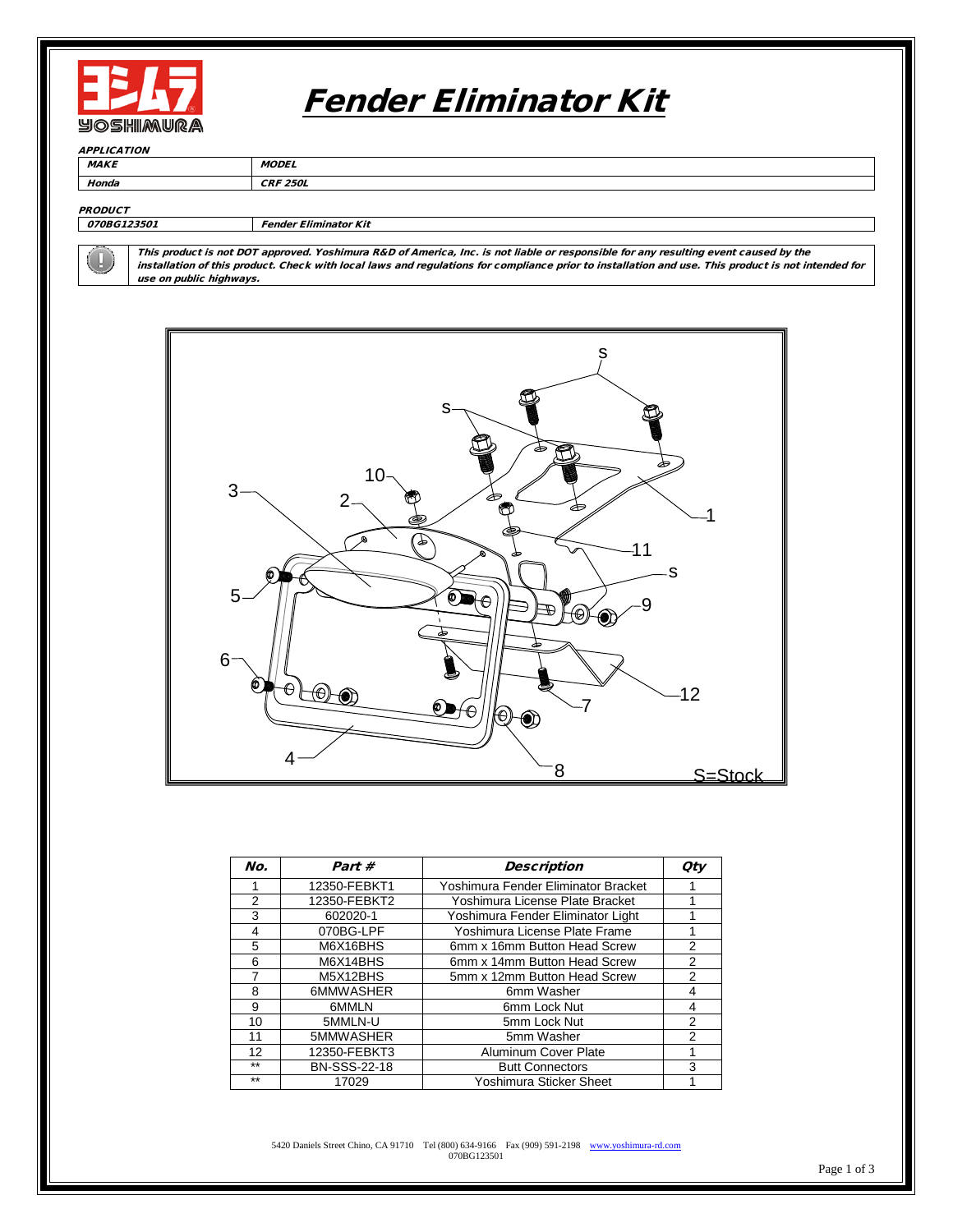# Fender Eliminator Kit

**APPLICATION**

| MAKE | MODEL |
| --- | --- |
| Honda | CRF 250L |

**PRODUCT**

| 070BG123501 | Fender Eliminator Kit |
| --- | --- |

*This product is not DOT approved. Yoshimura R&D of America, Inc. is not liable or responsible for any resulting event caused by the installation of this product. Check with local laws and regulations for compliance prior to installation and use. This product is not intended for use on public highways.*

S=Stock

| No. | Part # | Description | Qty |
| --- | --- | --- | --- |
| 1 | 12350-FEBKT1 | Yoshimura Fender Eliminator Bracket | 1 |
| 2 | 12350-FEBKT2 | Yoshimura License Plate Bracket | 1 |
| 3 | 602020-1 | Yoshimura Fender Eliminator Light | 1 |
| 4 | 070BG-LPF | Yoshimura License Plate Frame | 1 |
| 5 | M6X16BHS | 6mm x 16mm Button Head Screw | 2 |
| 6 | M6X14BHS | 6mm x 14mm Button Head Screw | 2 |
| 7 | M5X12BHS | 5mm x 12mm Button Head Screw | 2 |
| 8 | 6MMWASHER | 6mm Washer | 4 |
| 9 | 6MMLN | 6mm Lock Nut | 4 |
| 10 | 5MMLN-U | 5mm Lock Nut | 2 |
| 11 | 5MMWASHER | 5mm Washer | 2 |
| 12 | 12350-FEBKT3 | Aluminum Cover Plate | 1 |
| ** | BN-SSS-22-18 | Butt Connectors | 3 |
| ** | 17029 | Yoshimura Sticker Sheet | 1 |

5420 Daniels Street Chino, CA 91710 Tel (800) 634-9166 Fax (909) 591-2198 www.yoshimura-rd.com
070BG123501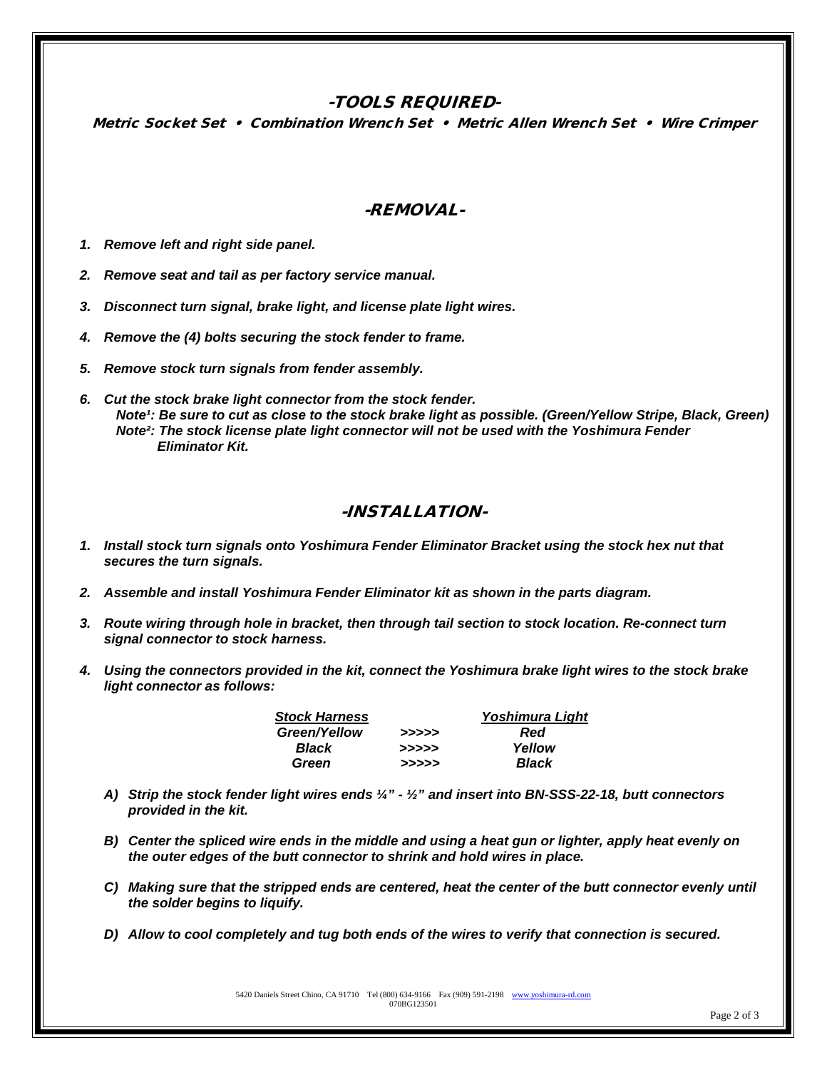## -TOOLS REQUIRED-

**Metric Socket Set • Combination Wrench Set • Metric Allen Wrench Set • Wire Crimper**

## -REMOVAL-

1. ***Remove left and right side panel.***
2. ***Remove seat and tail as per factory service manual.***
3. ***Disconnect turn signal, brake light, and license plate light wires.***
4. ***Remove the (4) bolts securing the stock fender to frame.***
5. ***Remove stock turn signals from fender assembly.***
6. ***Cut the stock brake light connector from the stock fender.***
   ***Note[1]: Be sure to cut as close to the stock brake light as possible. (Green/Yellow Stripe, Black, Green)***
   ***Note[2]: The stock license plate light connector will not be used with the Yoshimura Fender Eliminator Kit.***

## -INSTALLATION-

1. ***Install stock turn signals onto Yoshimura Fender Eliminator Bracket using the stock hex nut that secures the turn signals.***
2. ***Assemble and install Yoshimura Fender Eliminator kit as shown in the parts diagram.***
3. ***Route wiring through hole in bracket, then through tail section to stock location. Re-connect turn signal connector to stock harness.***
4. ***Using the connectors provided in the kit, connect the Yoshimura brake light wires to the stock brake light connector as follows:***

| *Stock Harness* | | *Yoshimura Light* |
|---|---|---|
| *Green/Yellow* | >>>>> | *Red* |
| *Black* | >>>>> | *Yellow* |
| *Green* | >>>>> | *Black* |

   A) ***Strip the stock fender light wires ends ¼" - ½" and insert into BN-SSS-22-18, butt connectors provided in the kit.***

   B) ***Center the spliced wire ends in the middle and using a heat gun or lighter, apply heat evenly on the outer edges of the butt connector to shrink and hold wires in place.***

   C) ***Making sure that the stripped ends are centered, heat the center of the butt connector evenly until the solder begins to liquify.***

   D) ***Allow to cool completely and tug both ends of the wires to verify that connection is secured.***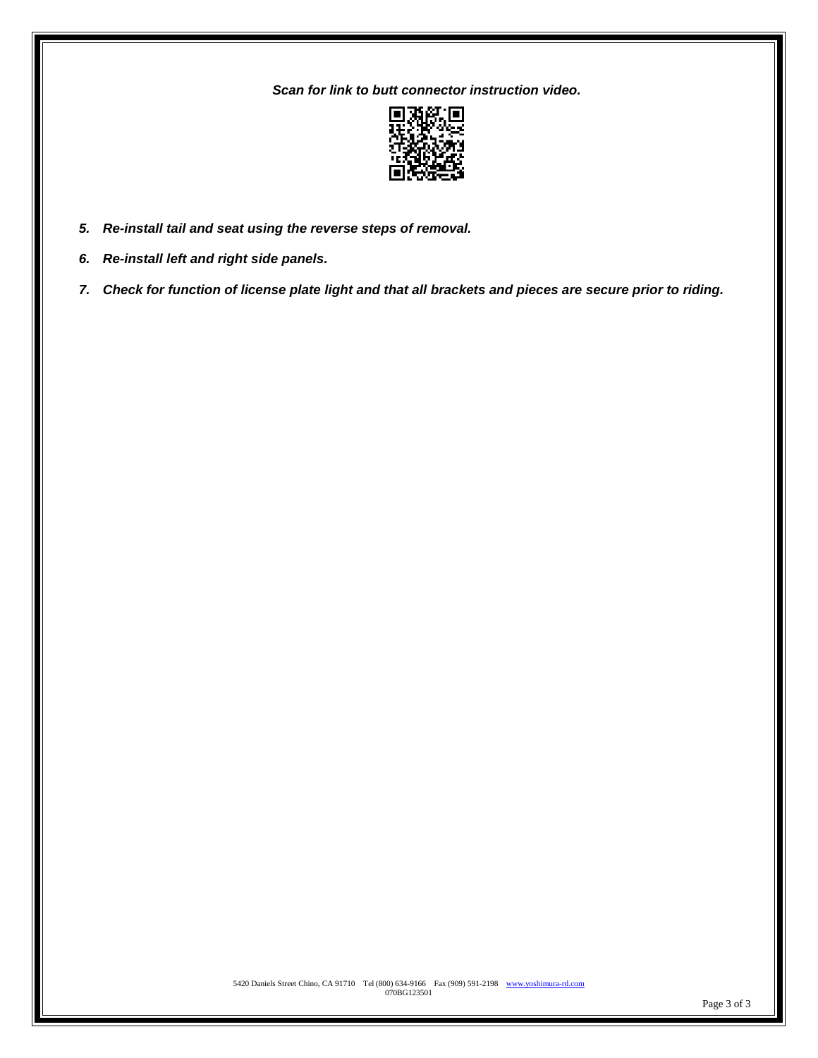***Scan for link to butt connector instruction video.***

5. ***Re-install tail and seat using the reverse steps of removal.***
6. ***Re-install left and right side panels.***
7. ***Check for function of license plate light and that all brackets and pieces are secure prior to riding.***

5420 Daniels Street Chino, CA 91710 Tel (800) 634-9166 Fax (909) 591-2198 www.yoshimura-rd.com
070BG123501